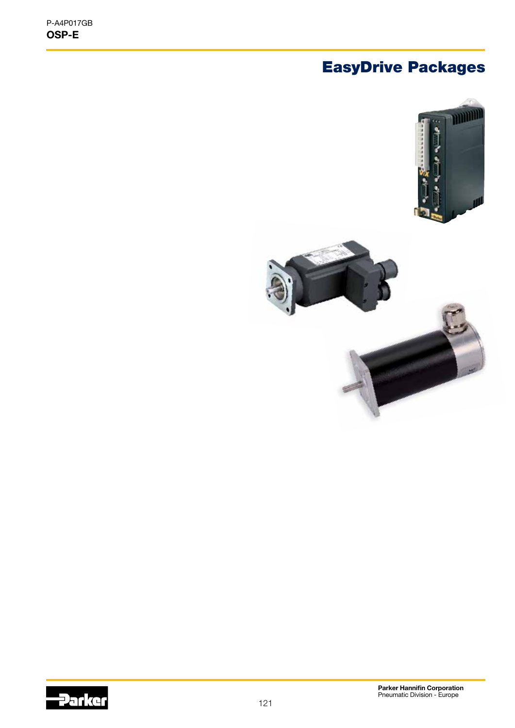# EasyDrive Packages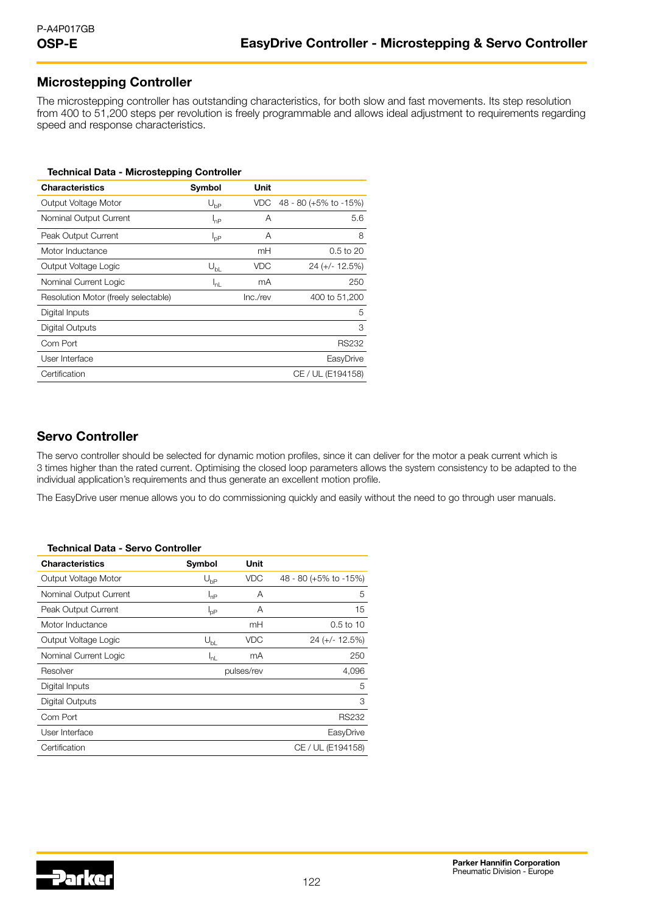## Microstepping Controller

The microstepping controller has outstanding characteristics, for both slow and fast movements. Its step resolution from 400 to 51,200 steps per revolution is freely programmable and allows ideal adjustment to requirements regarding speed and response characteristics.

**Technical Data - Microstepping Controller**

| Characteristics | Symbol | Unit | |
|---|---|---|---|
| Output Voltage Motor | $U_{bP}$ | VDC | 48 - 80 (+5% to -15%) |
| Nominal Output Current | $I_{nP}$ | A | 5.6 |
| Peak Output Current | $I_{pP}$ | A | 8 |
| Motor Inductance | | mH | 0.5 to 20 |
| Output Voltage Logic | $U_{bL}$ | VDC | 24 (+/- 12.5%) |
| Nominal Current Logic | $I_{nL}$ | mA | 250 |
| Resolution Motor (freely selectable) | | Inc./rev | 400 to 51,200 |
| Digital Inputs | | | 5 |
| Digital Outputs | | | 3 |
| Com Port | | | RS232 |
| User Interface | | | EasyDrive |
| Certification | | | CE / UL (E194158) |

## Servo Controller

The servo controller should be selected for dynamic motion profiles, since it can deliver for the motor a peak current which is 3 times higher than the rated current. Optimising the closed loop parameters allows the system consistency to be adapted to the individual application's requirements and thus generate an excellent motion profile.

The EasyDrive user menue allows you to do commissioning quickly and easily without the need to go through user manuals.

**Technical Data - Servo Controller**

| Characteristics | Symbol | Unit | |
|---|---|---|---|
| Output Voltage Motor | $U_{bP}$ | VDC | 48 - 80 (+5% to -15%) |
| Nominal Output Current | $I_{nP}$ | A | 5 |
| Peak Output Current | $I_{pP}$ | A | 15 |
| Motor Inductance | | mH | 0.5 to 10 |
| Output Voltage Logic | $U_{bL}$ | VDC | 24 (+/- 12.5%) |
| Nominal Current Logic | $I_{nL}$ | mA | 250 |
| Resolver | | pulses/rev | 4,096 |
| Digital Inputs | | | 5 |
| Digital Outputs | | | 3 |
| Com Port | | | RS232 |
| User Interface | | | EasyDrive |
| Certification | | | CE / UL (E194158) |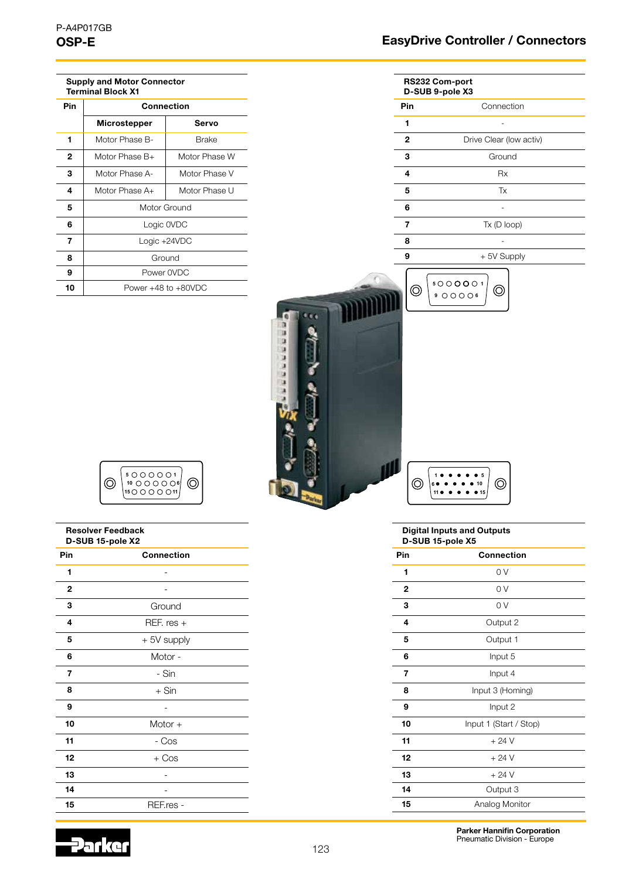P-A4P017GB
**OSP-E**

# EasyDrive Controller / Connectors

**Supply and Motor Connector Terminal Block X1**

| Pin | Connection | |
|---|---|---|
| | **Microstepper** | **Servo** |
| **1** | Motor Phase B- | Brake |
| **2** | Motor Phase B+ | Motor Phase W |
| **3** | Motor Phase A- | Motor Phase V |
| **4** | Motor Phase A+ | Motor Phase U |
| **5** | Motor Ground | |
| **6** | Logic 0VDC | |
| **7** | Logic +24VDC | |
| **8** | Ground | |
| **9** | Power 0VDC | |
| **10** | Power +48 to +80VDC | |

**RS232 Com-port D-SUB 9-pole X3**

| Pin | Connection |
|---|---|
| **1** | - |
| **2** | Drive Clear (low activ) |
| **3** | Ground |
| **4** | Rx |
| **5** | Tx |
| **6** | - |
| **7** | Tx (D loop) |
| **8** | - |
| **9** | + 5V Supply |

**Resolver Feedback D-SUB 15-pole X2**

| Pin | Connection |
|---|---|
| **1** | - |
| **2** | - |
| **3** | Ground |
| **4** | REF. res + |
| **5** | + 5V supply |
| **6** | Motor - |
| **7** | - Sin |
| **8** | + Sin |
| **9** | - |
| **10** | Motor + |
| **11** | - Cos |
| **12** | + Cos |
| **13** | - |
| **14** | - |
| **15** | REF.res - |

**Digital Inputs and Outputs D-SUB 15-pole X5**

| Pin | Connection |
|---|---|
| **1** | 0 V |
| **2** | 0 V |
| **3** | 0 V |
| **4** | Output 2 |
| **5** | Output 1 |
| **6** | Input 5 |
| **7** | Input 4 |
| **8** | Input 3 (Homing) |
| **9** | Input 2 |
| **10** | Input 1 (Start / Stop) |
| **11** | + 24 V |
| **12** | + 24 V |
| **13** | + 24 V |
| **14** | Output 3 |
| **15** | Analog Monitor |

**Parker Hannifin Corporation**
Pneumatic Division - Europe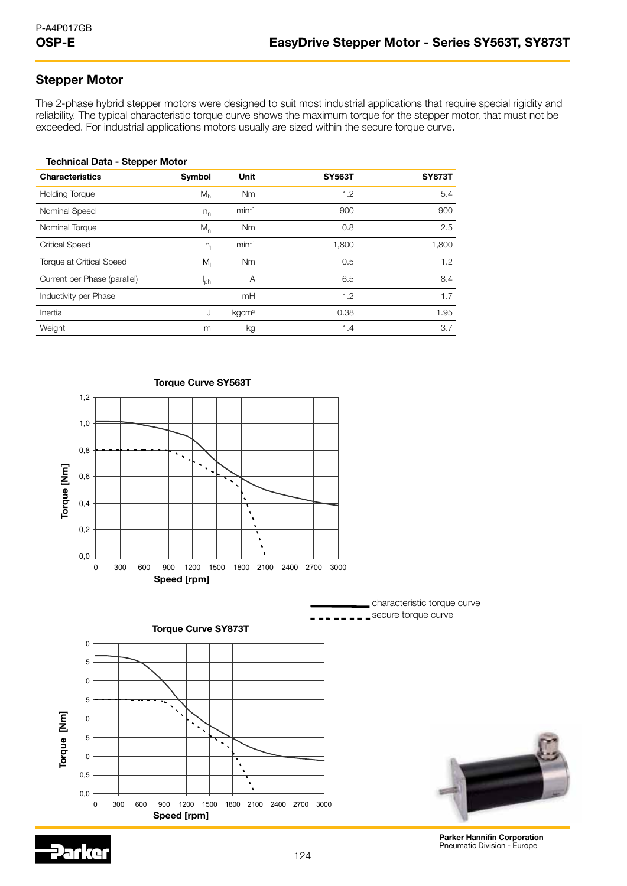## Stepper Motor

The 2-phase hybrid stepper motors were designed to suit most industrial applications that require special rigidity and reliability. The typical characteristic torque curve shows the maximum torque for the stepper motor, that must not be exceeded. For industrial applications motors usually are sized within the secure torque curve.

**Technical Data - Stepper Motor**

| Characteristics | Symbol | Unit | SY563T | SY873T |
|---|---|---|---|---|
| Holding Torque | $M_h$ | Nm | 1.2 | 5.4 |
| Nominal Speed | $n_n$ | $min^{-1}$ | 900 | 900 |
| Nominal Torque | $M_n$ | Nm | 0.8 | 2.5 |
| Critical Speed | $n_l$ | $min^{-1}$ | 1,800 | 1,800 |
| Torque at Critical Speed | $M_l$ | Nm | 0.5 | 1.2 |
| Current per Phase (parallel) | $I_{ph}$ | A | 6.5 | 8.4 |
| Inductivity per Phase | | mH | 1.2 | 1.7 |
| Inertia | J | $kgcm^2$ | 0.38 | 1.95 |
| Weight | m | kg | 1.4 | 3.7 |

**Torque Curve SY563T**

**Torque Curve SY873T**

characteristic torque curve
secure torque curve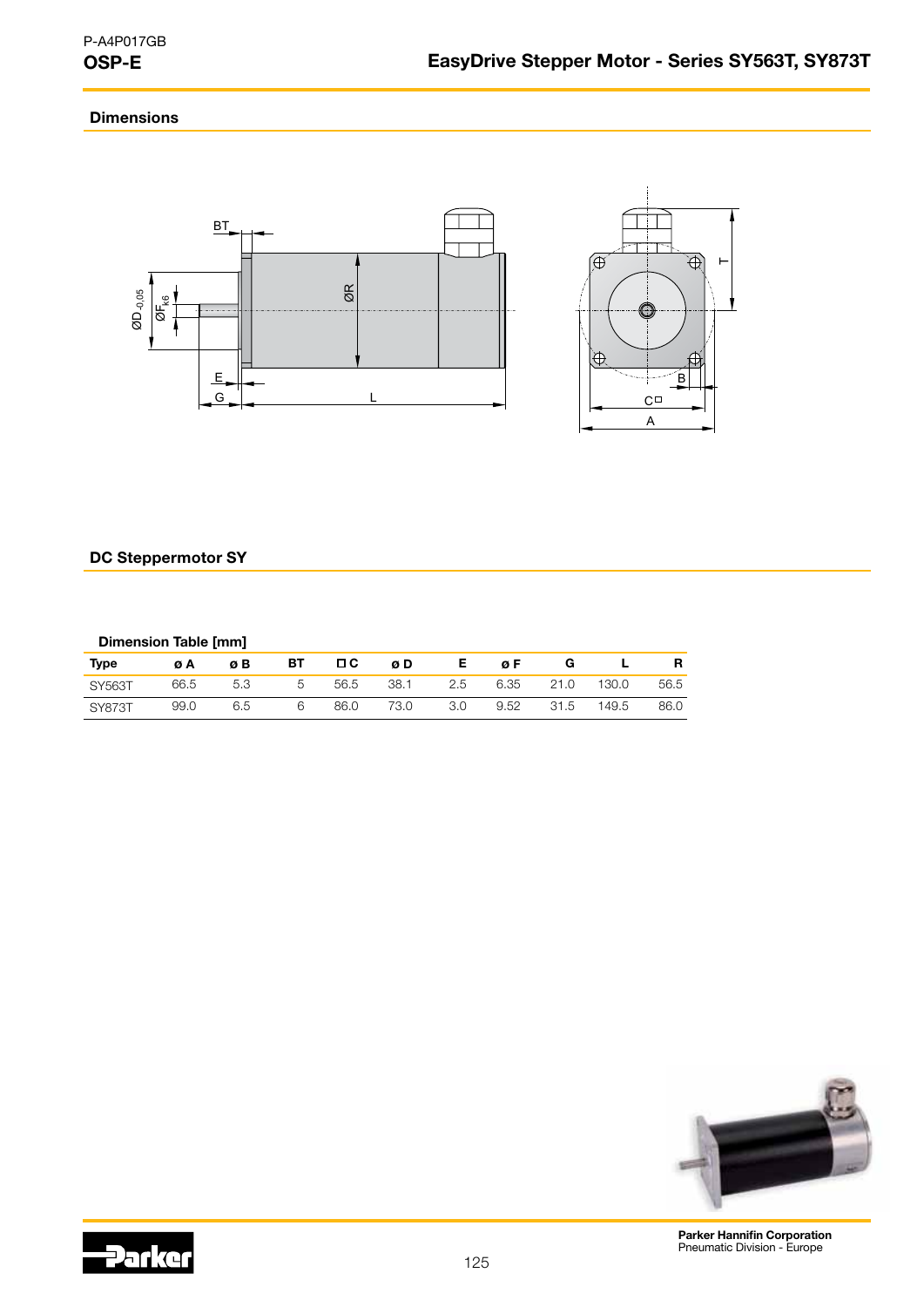## Dimensions

## DC Steppermotor SY

**Dimension Table [mm]**

| Type | ø A | ø B | BT | ☐ C | ø D | E | ø F | G | L | R |
|---|---|---|---|---|---|---|---|---|---|---|
| SY563T | 66.5 | 5.3 | 5 | 56.5 | 38.1 | 2.5 | 6.35 | 21.0 | 130.0 | 56.5 |
| SY873T | 99.0 | 6.5 | 6 | 86.0 | 73.0 | 3.0 | 9.52 | 31.5 | 149.5 | 86.0 |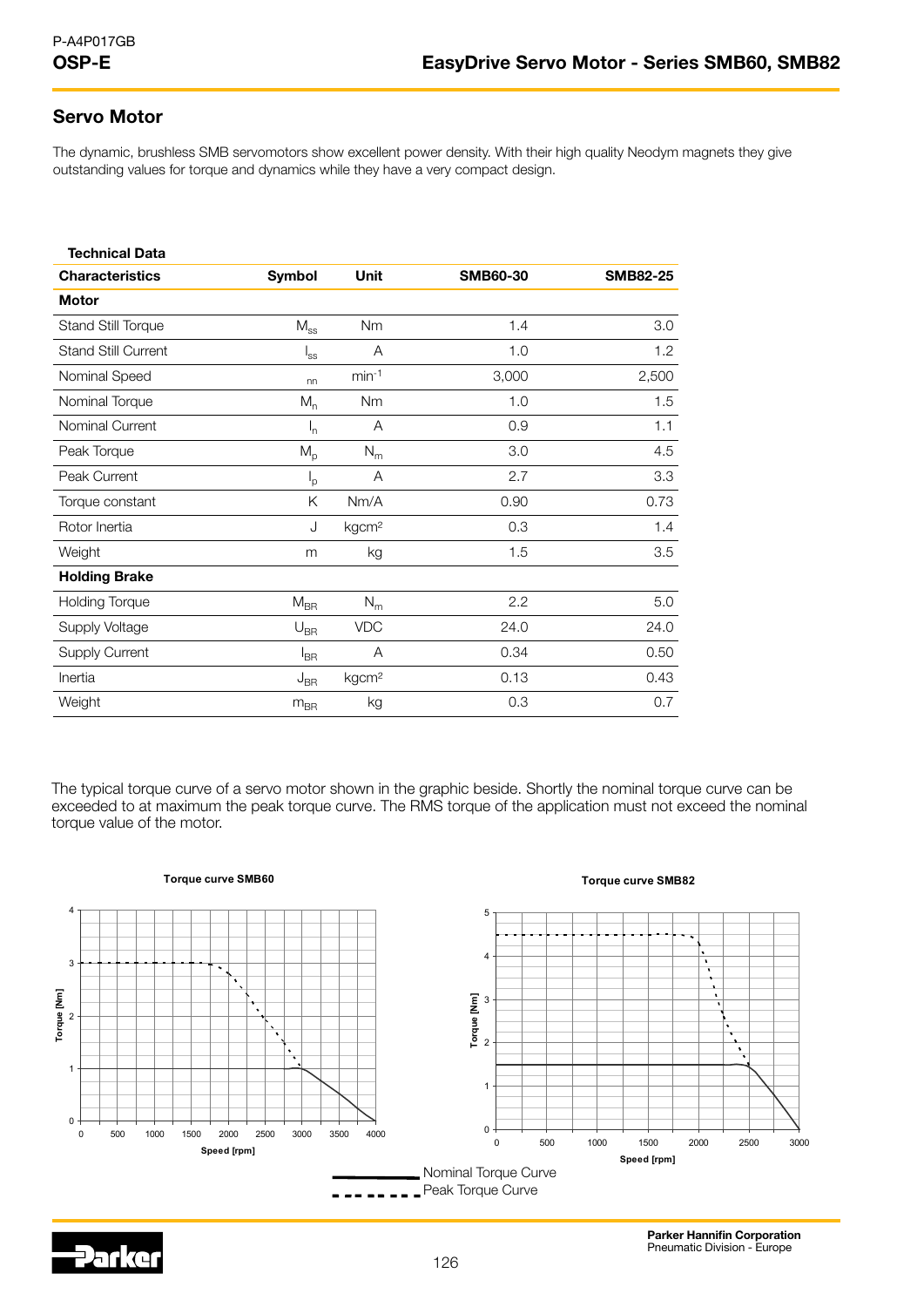# EasyDrive Servo Motor - Series SMB60, SMB82

## Servo Motor

The dynamic, brushless SMB servomotors show excellent power density. With their high quality Neodym magnets they give outstanding values for torque and dynamics while they have a very compact design.

**Technical Data**

| Characteristics | Symbol | Unit | SMB60-30 | SMB82-25 |
|---|---|---|---|---|
| **Motor** | | | | |
| Stand Still Torque | $M_{ss}$ | Nm | 1.4 | 3.0 |
| Stand Still Current | $I_{ss}$ | A | 1.0 | 1.2 |
| Nominal Speed | $_{nn}$ | $min^{-1}$ | 3,000 | 2,500 |
| Nominal Torque | $M_n$ | Nm | 1.0 | 1.5 |
| Nominal Current | $I_n$ | A | 0.9 | 1.1 |
| Peak Torque | $M_p$ | $N_m$ | 3.0 | 4.5 |
| Peak Current | $I_p$ | A | 2.7 | 3.3 |
| Torque constant | K | Nm/A | 0.90 | 0.73 |
| Rotor Inertia | J | $kgcm^2$ | 0.3 | 1.4 |
| Weight | m | kg | 1.5 | 3.5 |
| **Holding Brake** | | | | |
| Holding Torque | $M_{BR}$ | $N_m$ | 2.2 | 5.0 |
| Supply Voltage | $U_{BR}$ | VDC | 24.0 | 24.0 |
| Supply Current | $I_{BR}$ | A | 0.34 | 0.50 |
| Inertia | $J_{BR}$ | $kgcm^2$ | 0.13 | 0.43 |
| Weight | $m_{BR}$ | kg | 0.3 | 0.7 |

The typical torque curve of a servo motor shown in the graphic beside. Shortly the nominal torque curve can be exceeded to at maximum the peak torque curve. The RMS torque of the application must not exceed the nominal torque value of the motor.

**Torque curve SMB60**

**Torque curve SMB82**

Nominal Torque Curve
Peak Torque Curve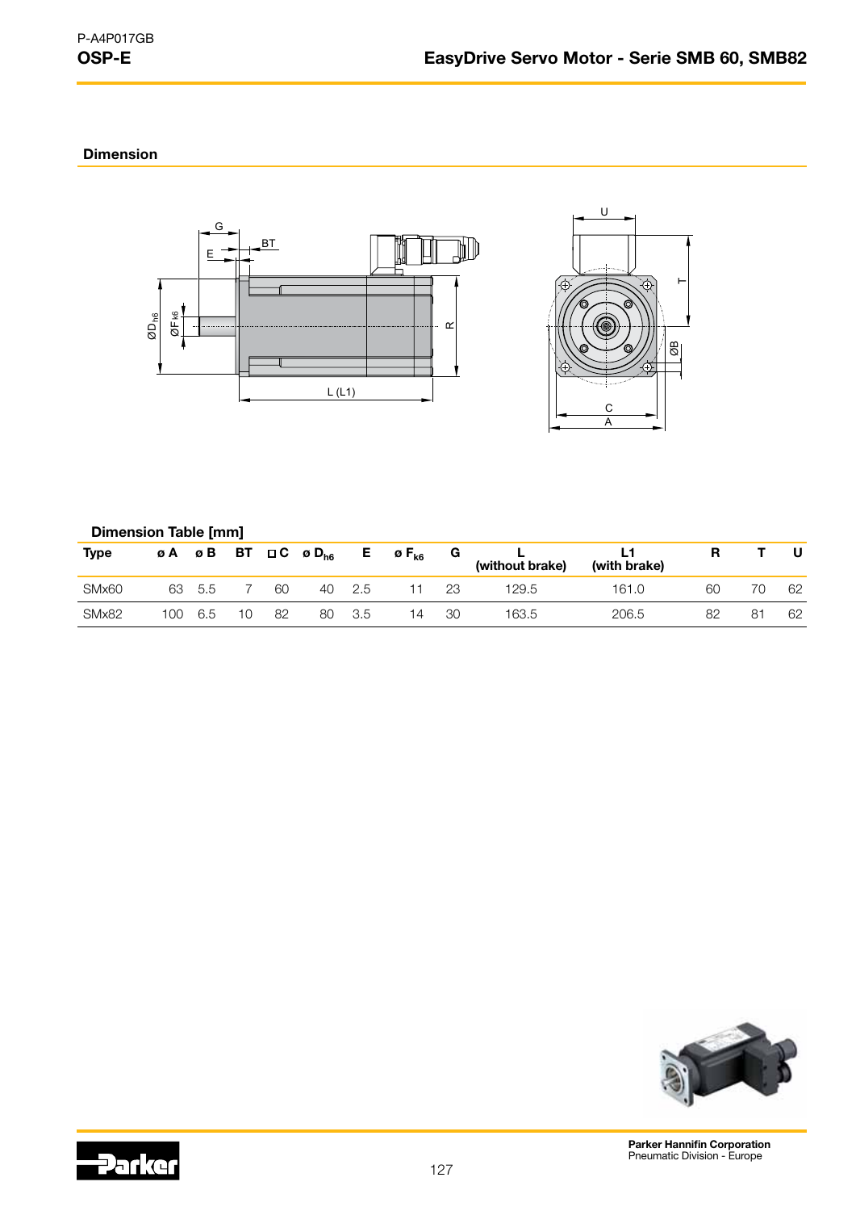## Dimension

### Dimension Table [mm]

| Type | ø A | ø B | BT | ◻ C | ø $D_{h6}$ | E | ø $F_{k6}$ | G | L (without brake) | L1 (with brake) | R | T | U |
|---|---|---|---|---|---|---|---|---|---|---|---|---|---|
| SMx60 | 63 | 5.5 | 7 | 60 | 40 | 2.5 | 11 | 23 | 129.5 | 161.0 | 60 | 70 | 62 |
| SMx82 | 100 | 6.5 | 10 | 82 | 80 | 3.5 | 14 | 30 | 163.5 | 206.5 | 82 | 81 | 62 |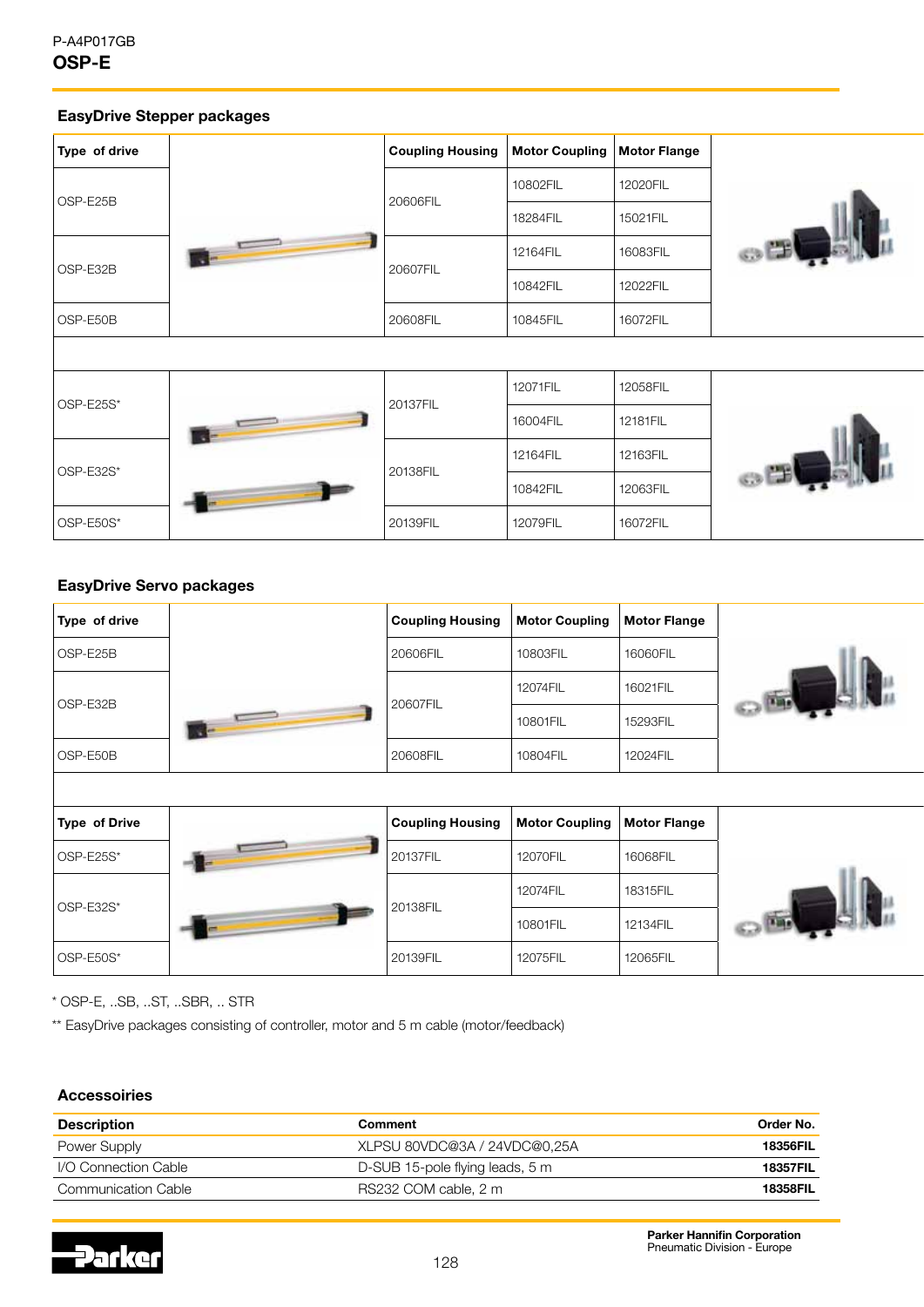## OSP-E

### EasyDrive Stepper packages

| Type of drive | Coupling Housing | Motor Coupling | Motor Flange |
|---|---|---|---|
| OSP-E25B | 20606FIL | 10802FIL | 12020FIL |
| | | 18284FIL | 15021FIL |
| OSP-E32B | 20607FIL | 12164FIL | 16083FIL |
| | | 10842FIL | 12022FIL |
| OSP-E50B | 20608FIL | 10845FIL | 16072FIL |

| Type of drive | Coupling Housing | Motor Coupling | Motor Flange |
|---|---|---|---|
| OSP-E25S* | 20137FIL | 12071FIL | 12058FIL |
| | | 16004FIL | 12181FIL |
| OSP-E32S* | 20138FIL | 12164FIL | 12163FIL |
| | | 10842FIL | 12063FIL |
| OSP-E50S* | 20139FIL | 12079FIL | 16072FIL |

### EasyDrive Servo packages

| Type of drive | Coupling Housing | Motor Coupling | Motor Flange |
|---|---|---|---|
| OSP-E25B | 20606FIL | 10803FIL | 16060FIL |
| OSP-E32B | 20607FIL | 12074FIL | 16021FIL |
| | | 10801FIL | 15293FIL |
| OSP-E50B | 20608FIL | 10804FIL | 12024FIL |

| Type of Drive | Coupling Housing | Motor Coupling | Motor Flange |
|---|---|---|---|
| OSP-E25S* | 20137FIL | 12070FIL | 16068FIL |
| OSP-E32S* | 20138FIL | 12074FIL | 18315FIL |
| | | 10801FIL | 12134FIL |
| OSP-E50S* | 20139FIL | 12075FIL | 12065FIL |

\* OSP-E, ..SB, ..ST, ..SBR, .. STR

\** EasyDrive packages consisting of controller, motor and 5 m cable (motor/feedback)

### Accessoiries

| Description | Comment | Order No. |
|---|---|---|
| Power Supply | XLPSU 80VDC@3A / 24VDC@0,25A | **18356FIL** |
| I/O Connection Cable | D-SUB 15-pole flying leads, 5 m | **18357FIL** |
| Communication Cable | RS232 COM cable, 2 m | **18358FIL** |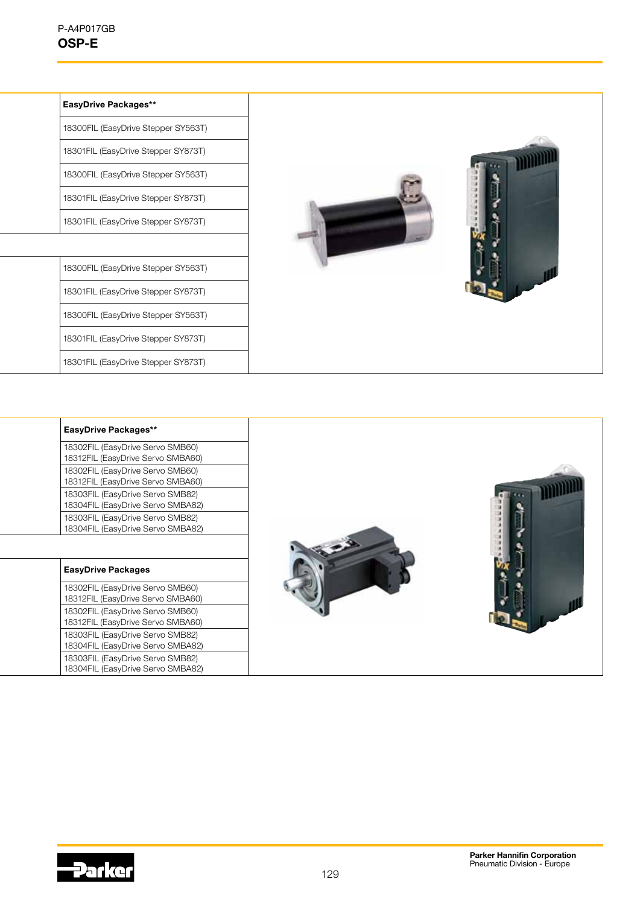| EasyDrive Packages** |
|---|
| 18300FIL (EasyDrive Stepper SY563T) |
| 18301FIL (EasyDrive Stepper SY873T) |
| 18300FIL (EasyDrive Stepper SY563T) |
| 18301FIL (EasyDrive Stepper SY873T) |
| 18301FIL (EasyDrive Stepper SY873T) |
| |
| 18300FIL (EasyDrive Stepper SY563T) |
| 18301FIL (EasyDrive Stepper SY873T) |
| 18300FIL (EasyDrive Stepper SY563T) |
| 18301FIL (EasyDrive Stepper SY873T) |
| 18301FIL (EasyDrive Stepper SY873T) |

| EasyDrive Packages** |
|---|
| 18302FIL (EasyDrive Servo SMB60)<br>18312FIL (EasyDrive Servo SMBA60) |
| 18302FIL (EasyDrive Servo SMB60)<br>18312FIL (EasyDrive Servo SMBA60) |
| 18303FIL (EasyDrive Servo SMB82)<br>18304FIL (EasyDrive Servo SMBA82) |
| 18303FIL (EasyDrive Servo SMB82)<br>18304FIL (EasyDrive Servo SMBA82) |
| |
| **EasyDrive Packages** |
| 18302FIL (EasyDrive Servo SMB60)<br>18312FIL (EasyDrive Servo SMBA60) |
| 18302FIL (EasyDrive Servo SMB60)<br>18312FIL (EasyDrive Servo SMBA60) |
| 18303FIL (EasyDrive Servo SMB82)<br>18304FIL (EasyDrive Servo SMBA82) |
| 18303FIL (EasyDrive Servo SMB82)<br>18304FIL (EasyDrive Servo SMBA82) |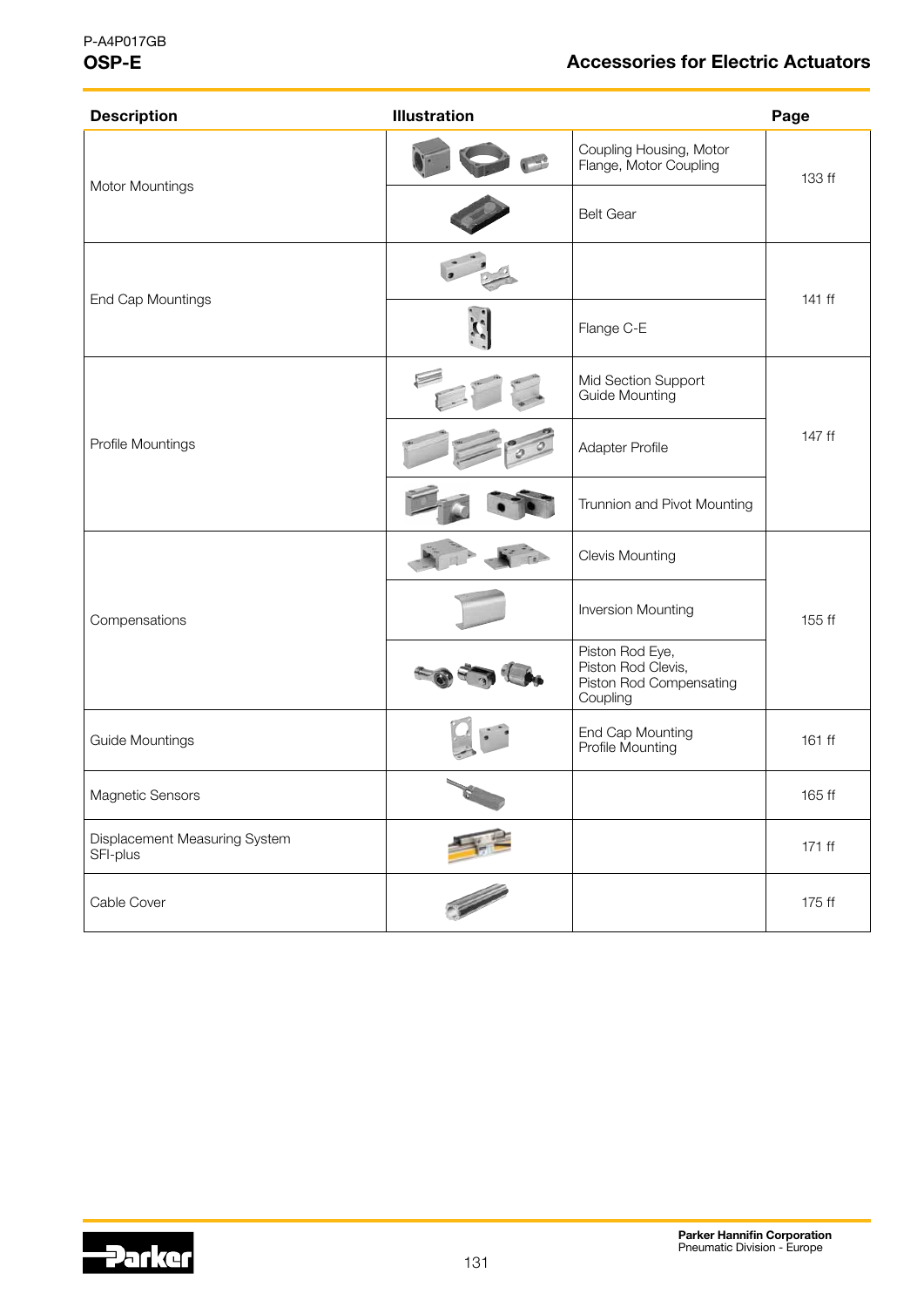# Accessories for Electric Actuators

| Description | Illustration | | Page |
|---|---|---|---|
| Motor Mountings | | Coupling Housing, Motor Flange, Motor Coupling | 133 ff |
| | | Belt Gear | |
| End Cap Mountings | | | 141 ff |
| | | Flange C-E | |
| Profile Mountings | | Mid Section Support Guide Mounting | 147 ff |
| | | Adapter Profile | |
| | | Trunnion and Pivot Mounting | |
| Compensations | | Clevis Mounting | 155 ff |
| | | Inversion Mounting | |
| | | Piston Rod Eye, Piston Rod Clevis, Piston Rod Compensating Coupling | |
| Guide Mountings | | End Cap Mounting Profile Mounting | 161 ff |
| Magnetic Sensors | | | 165 ff |
| Displacement Measuring System SFI-plus | | | 171 ff |
| Cable Cover | | | 175 ff |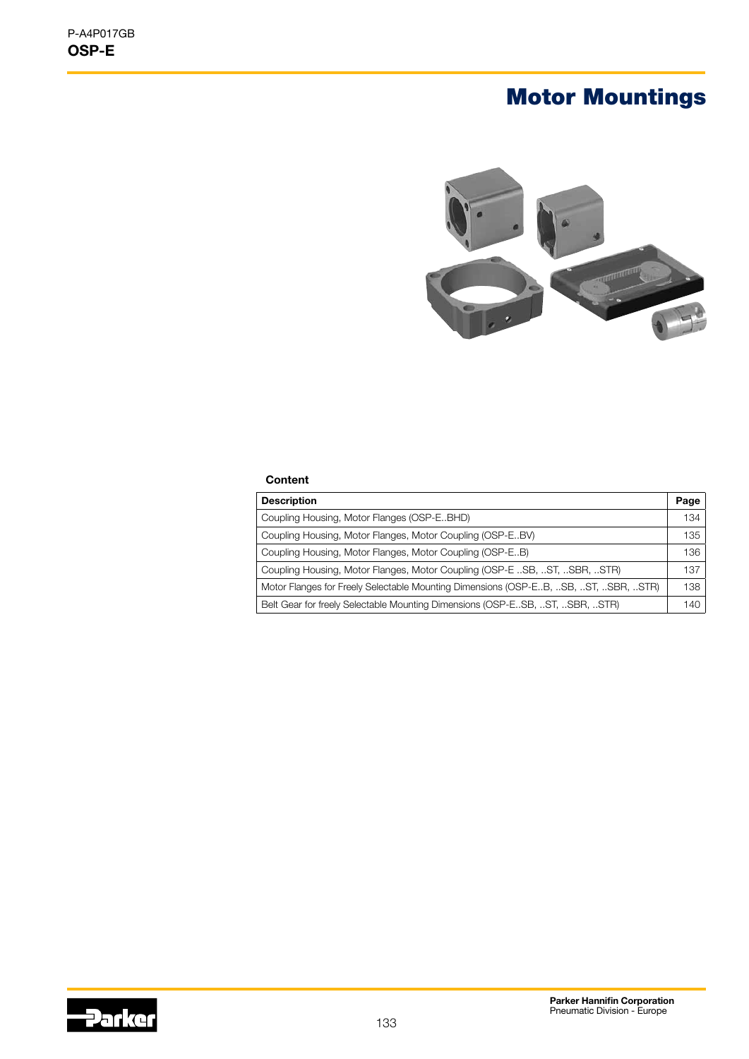# Motor Mountings

**Content**

| Description | Page |
|---|---|
| Coupling Housing, Motor Flanges (OSP-E..BHD) | 134 |
| Coupling Housing, Motor Flanges, Motor Coupling (OSP-E..BV) | 135 |
| Coupling Housing, Motor Flanges, Motor Coupling (OSP-E..B) | 136 |
| Coupling Housing, Motor Flanges, Motor Coupling (OSP-E ..SB, ..ST, ..SBR, ..STR) | 137 |
| Motor Flanges for Freely Selectable Mounting Dimensions (OSP-E..B, ..SB, ..ST, ..SBR, ..STR) | 138 |
| Belt Gear for freely Selectable Mounting Dimensions (OSP-E..SB, ..ST, ..SBR, ..STR) | 140 |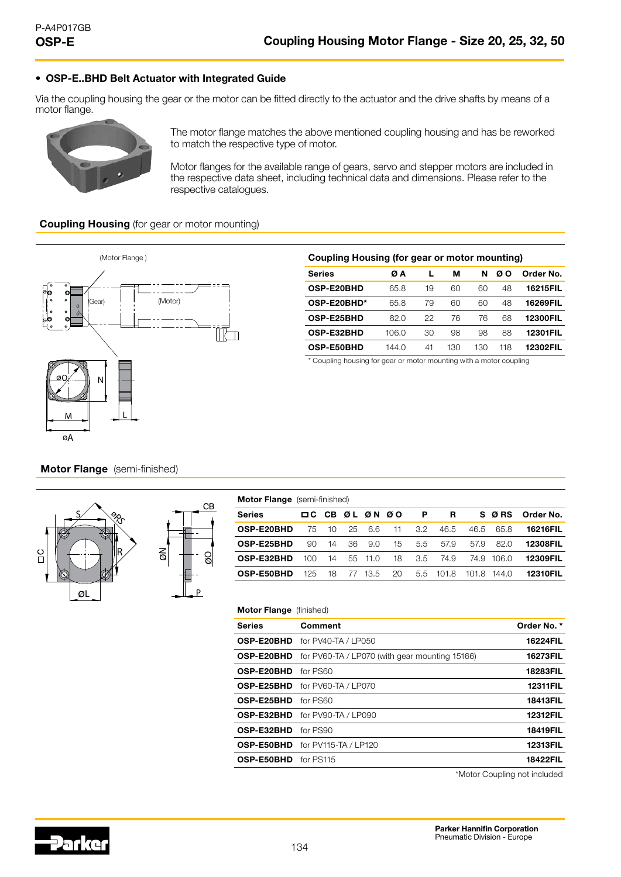## Coupling Housing Motor Flange - Size 20, 25, 32, 50

- **OSP-E..BHD Belt Actuator with Integrated Guide**

Via the coupling housing the gear or the motor can be fitted directly to the actuator and the drive shafts by means of a motor flange.

The motor flange matches the above mentioned coupling housing and has be reworked to match the respective type of motor.

Motor flanges for the available range of gears, servo and stepper motors are included in the respective data sheet, including technical data and dimensions. Please refer to the respective catalogues.

### Coupling Housing (for gear or motor mounting)

**Coupling Housing (for gear or motor mounting)**

| Series | Ø A | L | M | N | Ø O | Order No. |
|---|---|---|---|---|---|---|
| **OSP-E20BHD** | 65.8 | 19 | 60 | 60 | 48 | **16215FIL** |
| **OSP-E20BHD*** | 65.8 | 79 | 60 | 60 | 48 | **16269FIL** |
| **OSP-E25BHD** | 82.0 | 22 | 76 | 76 | 68 | **12300FIL** |
| **OSP-E32BHD** | 106.0 | 30 | 98 | 98 | 88 | **12301FIL** |
| **OSP-E50BHD** | 144.0 | 41 | 130 | 130 | 118 | **12302FIL** |

* Coupling housing for gear or motor mounting with a motor coupling

### Motor Flange (semi-finished)

**Motor Flange** (semi-finished)

| Series | ◻C | CB | Ø L | Ø N | Ø O | P | R | S | Ø RS | Order No. |
|---|---|---|---|---|---|---|---|---|---|---|
| **OSP-E20BHD** | 75 | 10 | 25 | 6.6 | 11 | 3.2 | 46.5 | 46.5 | 65.8 | **16216FIL** |
| **OSP-E25BHD** | 90 | 14 | 36 | 9.0 | 15 | 5.5 | 57.9 | 57.9 | 82.0 | **12308FIL** |
| **OSP-E32BHD** | 100 | 14 | 55 | 11.0 | 18 | 3.5 | 74.9 | 74.9 | 106.0 | **12309FIL** |
| **OSP-E50BHD** | 125 | 18 | 77 | 13.5 | 20 | 5.5 | 101.8 | 101.8 | 144.0 | **12310FIL** |

**Motor Flange** (finished)

| Series | Comment | Order No. * |
|---|---|---|
| **OSP-E20BHD** | for PV40-TA / LP050 | **16224FIL** |
| **OSP-E20BHD** | for PV60-TA / LP070 (with gear mounting 15166) | **16273FIL** |
| **OSP-E20BHD** | for PS60 | **18283FIL** |
| **OSP-E25BHD** | for PV60-TA / LP070 | **12311FIL** |
| **OSP-E25BHD** | for PS60 | **18413FIL** |
| **OSP-E32BHD** | for PV90-TA / LP090 | **12312FIL** |
| **OSP-E32BHD** | for PS90 | **18419FIL** |
| **OSP-E50BHD** | for PV115-TA / LP120 | **12313FIL** |
| **OSP-E50BHD** | for PS115 | **18422FIL** |

*Motor Coupling not included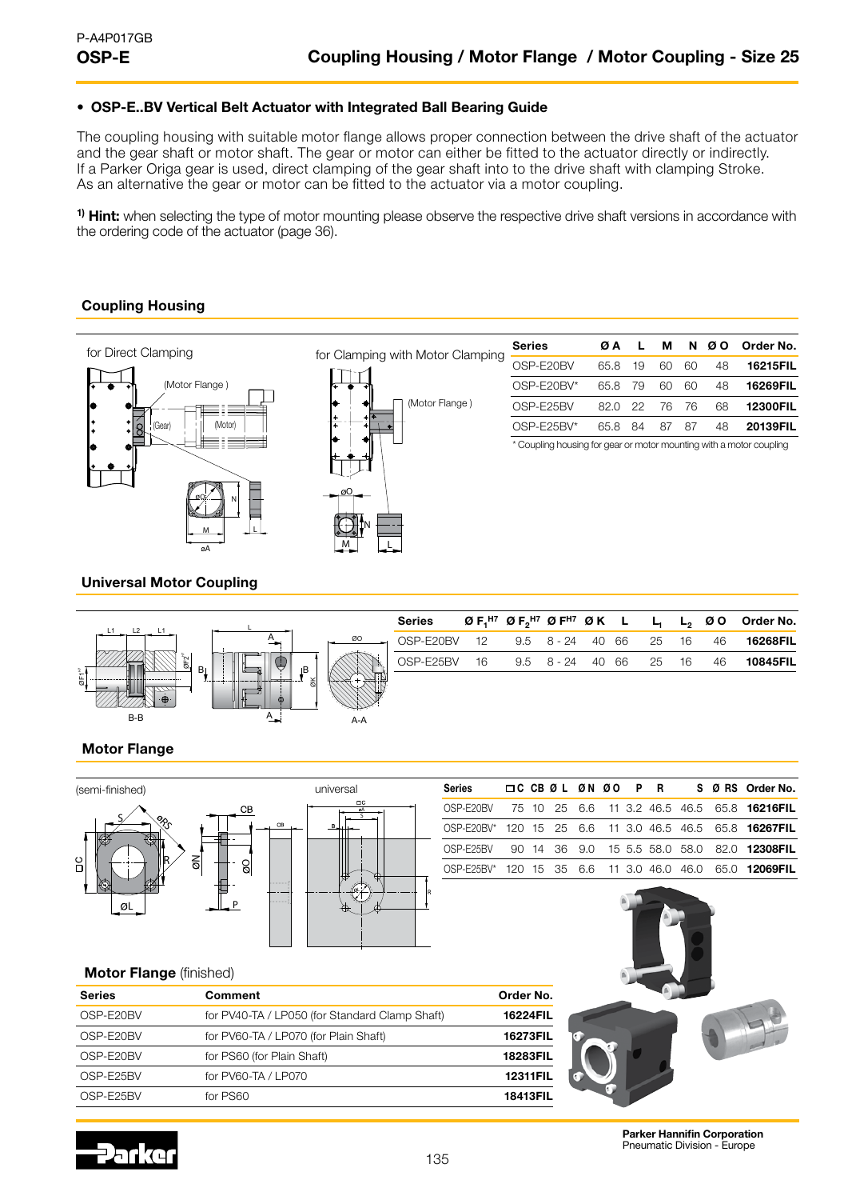P-A4P017GB

# OSP-E

## Coupling Housing / Motor Flange / Motor Coupling - Size 25

### • OSP-E..BV Vertical Belt Actuator with Integrated Ball Bearing Guide

The coupling housing with suitable motor flange allows proper connection between the drive shaft of the actuator and the gear shaft or motor shaft. The gear or motor can either be fitted to the actuator directly or indirectly. If a Parker Origa gear is used, direct clamping of the gear shaft into to the drive shaft with clamping Stroke. As an alternative the gear or motor can be fitted to the actuator via a motor coupling.

[1] **Hint:** when selecting the type of motor mounting please observe the respective drive shaft versions in accordance with the ordering code of the actuator (page 36).

### Coupling Housing

for Direct Clamping

for Clamping with Motor Clamping

| Series | Ø A | L | M | N | Ø O | Order No. |
|---|---|---|---|---|---|---|
| OSP-E20BV | 65.8 | 19 | 60 | 60 | 48 | **16215FIL** |
| OSP-E20BV* | 65.8 | 79 | 60 | 60 | 48 | **16269FIL** |
| OSP-E25BV | 82.0 | 22 | 76 | 76 | 68 | **12300FIL** |
| OSP-E25BV* | 65.8 | 84 | 87 | 87 | 48 | **20139FIL** |

\* Coupling housing for gear or motor mounting with a motor coupling

### Universal Motor Coupling

| Series | Ø $F_1^{H7}$ | Ø $F_2^{H7}$ | Ø $F^{H7}$ | Ø K | L | $L_1$ | $L_2$ | Ø O | Order No. |
|---|---|---|---|---|---|---|---|---|---|
| OSP-E20BV | 12 | 9.5 | 8 - 24 | 40 | 66 | 25 | 16 | 46 | **16268FIL** |
| OSP-E25BV | 16 | 9.5 | 8 - 24 | 40 | 66 | 25 | 16 | 46 | **10845FIL** |

### Motor Flange

(semi-finished) universal

| Series | □C | CB | Ø L | Ø N | Ø O | P | R | S | Ø RS | Order No. |
|---|---|---|---|---|---|---|---|---|---|---|
| OSP-E20BV | 75 | 10 | 25 | 6.6 | 11 | 3.2 | 46.5 | 46.5 | 65.8 | **16216FIL** |
| OSP-E20BV* | 120 | 15 | 25 | 6.6 | 11 | 3.0 | 46.5 | 46.5 | 65.8 | **16267FIL** |
| OSP-E25BV | 90 | 14 | 36 | 9.0 | 15 | 5.5 | 58.0 | 58.0 | 82.0 | **12308FIL** |
| OSP-E25BV* | 120 | 15 | 35 | 6.6 | 11 | 3.0 | 46.0 | 46.0 | 65.0 | **12069FIL** |

### Motor Flange (finished)

| Series | Comment | Order No. |
|---|---|---|
| OSP-E20BV | for PV40-TA / LP050 (for Standard Clamp Shaft) | **16224FIL** |
| OSP-E20BV | for PV60-TA / LP070 (for Plain Shaft) | **16273FIL** |
| OSP-E20BV | for PS60 (for Plain Shaft) | **18283FIL** |
| OSP-E25BV | for PV60-TA / LP070 | **12311FIL** |
| OSP-E25BV | for PS60 | **18413FIL** |

Parker Hannifin Corporation
Pneumatic Division - Europe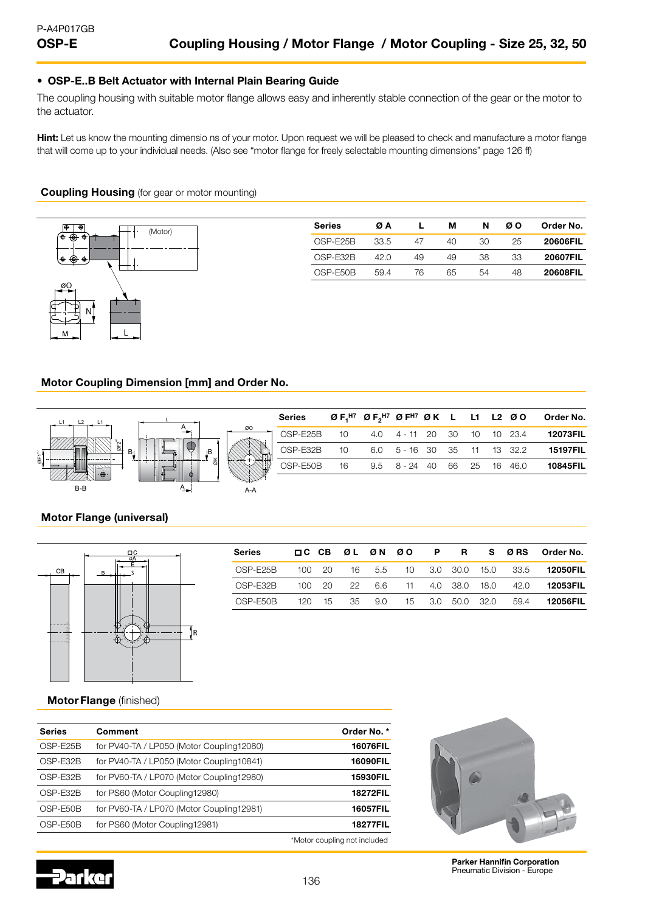P-A4P017GB

# OSP-E Coupling Housing / Motor Flange / Motor Coupling - Size 25, 32, 50

- **OSP-E..B Belt Actuator with Internal Plain Bearing Guide**

The coupling housing with suitable motor flange allows easy and inherently stable connection of the gear or the motor to the actuator.

**Hint:** Let us know the mounting dimensio ns of your motor. Upon request we will be pleased to check and manufacture a motor flange that will come up to your individual needs. (Also see "motor flange for freely selectable mounting dimensions" page 126 ff)

## Coupling Housing (for gear or motor mounting)

| Series | Ø A | L | M | N | Ø O | Order No. |
|---|---|---|---|---|---|---|
| OSP-E25B | 33.5 | 47 | 40 | 30 | 25 | **20606FIL** |
| OSP-E32B | 42.0 | 49 | 49 | 38 | 33 | **20607FIL** |
| OSP-E50B | 59.4 | 76 | 65 | 54 | 48 | **20608FIL** |

## Motor Coupling Dimension [mm] and Order No.

| Series | Ø $F_1^{H7}$ | Ø $F_2^{H7}$ | Ø $F^{H7}$ | Ø K | L | L1 | L2 | Ø O | Order No. |
|---|---|---|---|---|---|---|---|---|---|
| OSP-E25B | 10 | 4.0 | 4 - 11 | 20 | 30 | 10 | 10 | 23.4 | **12073FIL** |
| OSP-E32B | 10 | 6.0 | 5 - 16 | 30 | 35 | 11 | 13 | 32.2 | **15197FIL** |
| OSP-E50B | 16 | 9.5 | 8 - 24 | 40 | 66 | 25 | 16 | 46.0 | **10845FIL** |

## Motor Flange (universal)

| Series | □C | CB | Ø L | Ø N | Ø O | P | R | S | Ø RS | Order No. |
|---|---|---|---|---|---|---|---|---|---|---|
| OSP-E25B | 100 | 20 | 16 | 5.5 | 10 | 3.0 | 30.0 | 15.0 | 33.5 | **12050FIL** |
| OSP-E32B | 100 | 20 | 22 | 6.6 | 11 | 4.0 | 38.0 | 18.0 | 42.0 | **12053FIL** |
| OSP-E50B | 120 | 15 | 35 | 9.0 | 15 | 3.0 | 50.0 | 32.0 | 59.4 | **12056FIL** |

## Motor Flange (finished)

| Series | Comment | Order No. * |
|---|---|---|
| OSP-E25B | for PV40-TA / LP050 (Motor Coupling12080) | **16076FIL** |
| OSP-E32B | for PV40-TA / LP050 (Motor Coupling10841) | **16090FIL** |
| OSP-E32B | for PV60-TA / LP070 (Motor Coupling12980) | **15930FIL** |
| OSP-E32B | for PS60 (Motor Coupling12980) | **18272FIL** |
| OSP-E50B | for PV60-TA / LP070 (Motor Coupling12981) | **16057FIL** |
| OSP-E50B | for PS60 (Motor Coupling12981) | **18277FIL** |

*Motor coupling not included

Parker Hannifin Corporation
Pneumatic Division - Europe